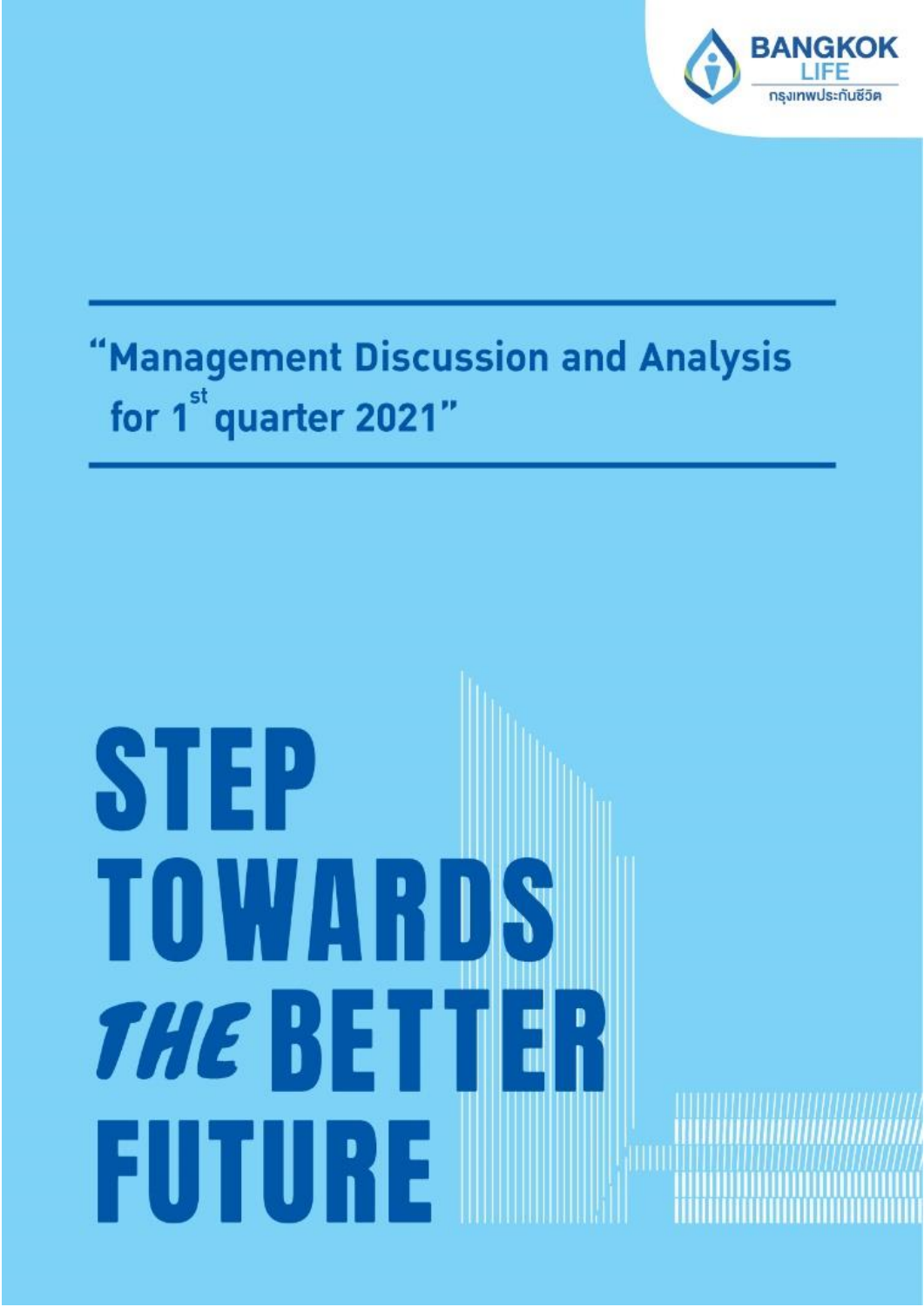BANGKOK LIFE
กรุงเทพประกันชีวิต

# "Management Discussion and Analysis for 1st quarter 2021"

# STEP TOWARDS *THE* BETTER FUTURE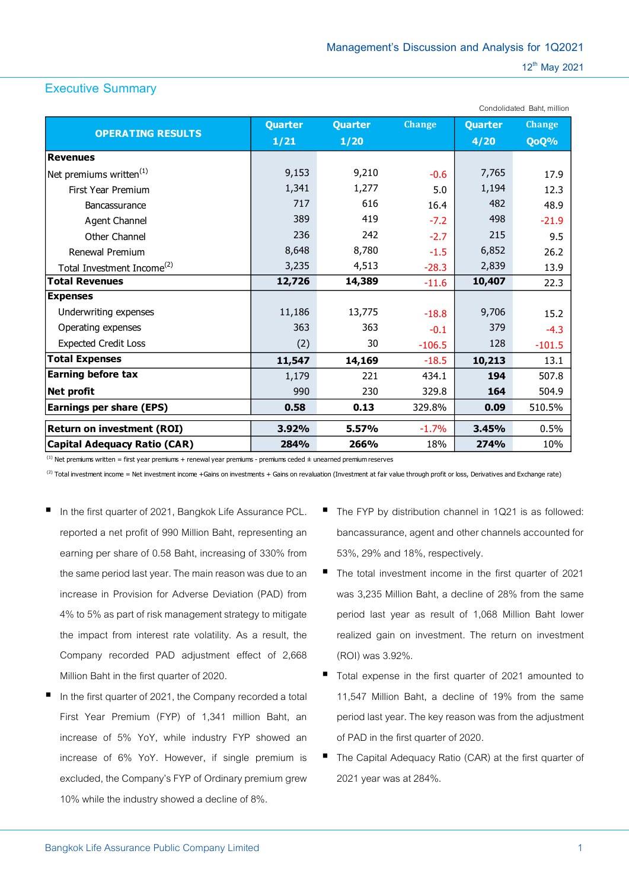Management's Discussion and Analysis for 1Q2021

12th May 2021

## Executive Summary

Condolidated Baht, million

| OPERATING RESULTS | Quarter 1/21 | Quarter 1/20 | Change | Quarter 4/20 | Change QoQ% |
|---|---|---|---|---|---|
| **Revenues** | | | | | |
| Net premiums written(1) | 9,153 | 9,210 | -0.6 | 7,765 | 17.9 |
| First Year Premium | 1,341 | 1,277 | 5.0 | 1,194 | 12.3 |
| Bancassurance | 717 | 616 | 16.4 | 482 | 48.9 |
| Agent Channel | 389 | 419 | -7.2 | 498 | -21.9 |
| Other Channel | 236 | 242 | -2.7 | 215 | 9.5 |
| Renewal Premium | 8,648 | 8,780 | -1.5 | 6,852 | 26.2 |
| Total Investment Income(2) | 3,235 | 4,513 | -28.3 | 2,839 | 13.9 |
| **Total Revenues** | **12,726** | **14,389** | -11.6 | **10,407** | 22.3 |
| **Expenses** | | | | | |
| Underwriting expenses | 11,186 | 13,775 | -18.8 | 9,706 | 15.2 |
| Operating expenses | 363 | 363 | -0.1 | 379 | -4.3 |
| Expected Credit Loss | (2) | 30 | -106.5 | 128 | -101.5 |
| **Total Expenses** | **11,547** | **14,169** | -18.5 | **10,213** | 13.1 |
| **Earning before tax** | 1,179 | 221 | 434.1 | **194** | 507.8 |
| **Net profit** | 990 | 230 | 329.8 | **164** | 504.9 |
| **Earnings per share (EPS)** | **0.58** | **0.13** | 329.8% | **0.09** | 510.5% |
| **Return on investment (ROI)** | **3.92%** | **5.57%** | -1.7% | **3.45%** | 0.5% |
| **Capital Adequacy Ratio (CAR)** | **284%** | **266%** | 18% | **274%** | 10% |

(1) Net premiums written = first year premiums + renewal year premiums - premiums ceded ± unearned premium reserves

(2) Total investment income = Net investment income +Gains on investments + Gains on revaluation (Investment at fair value through profit or loss, Derivatives and Exchange rate)

- In the first quarter of 2021, Bangkok Life Assurance PCL. reported a net profit of 990 Million Baht, representing an earning per share of 0.58 Baht, increasing of 330% from the same period last year. The main reason was due to an increase in Provision for Adverse Deviation (PAD) from 4% to 5% as part of risk management strategy to mitigate the impact from interest rate volatility. As a result, the Company recorded PAD adjustment effect of 2,668 Million Baht in the first quarter of 2020.
- In the first quarter of 2021, the Company recorded a total First Year Premium (FYP) of 1,341 million Baht, an increase of 5% YoY, while industry FYP showed an increase of 6% YoY. However, if single premium is excluded, the Company's FYP of Ordinary premium grew 10% while the industry showed a decline of 8%.
- The FYP by distribution channel in 1Q21 is as followed: bancassurance, agent and other channels accounted for 53%, 29% and 18%, respectively.
- The total investment income in the first quarter of 2021 was 3,235 Million Baht, a decline of 28% from the same period last year as result of 1,068 Million Baht lower realized gain on investment. The return on investment (ROI) was 3.92%.
- Total expense in the first quarter of 2021 amounted to 11,547 Million Baht, a decline of 19% from the same period last year. The key reason was from the adjustment of PAD in the first quarter of 2020.
- The Capital Adequacy Ratio (CAR) at the first quarter of 2021 year was at 284%.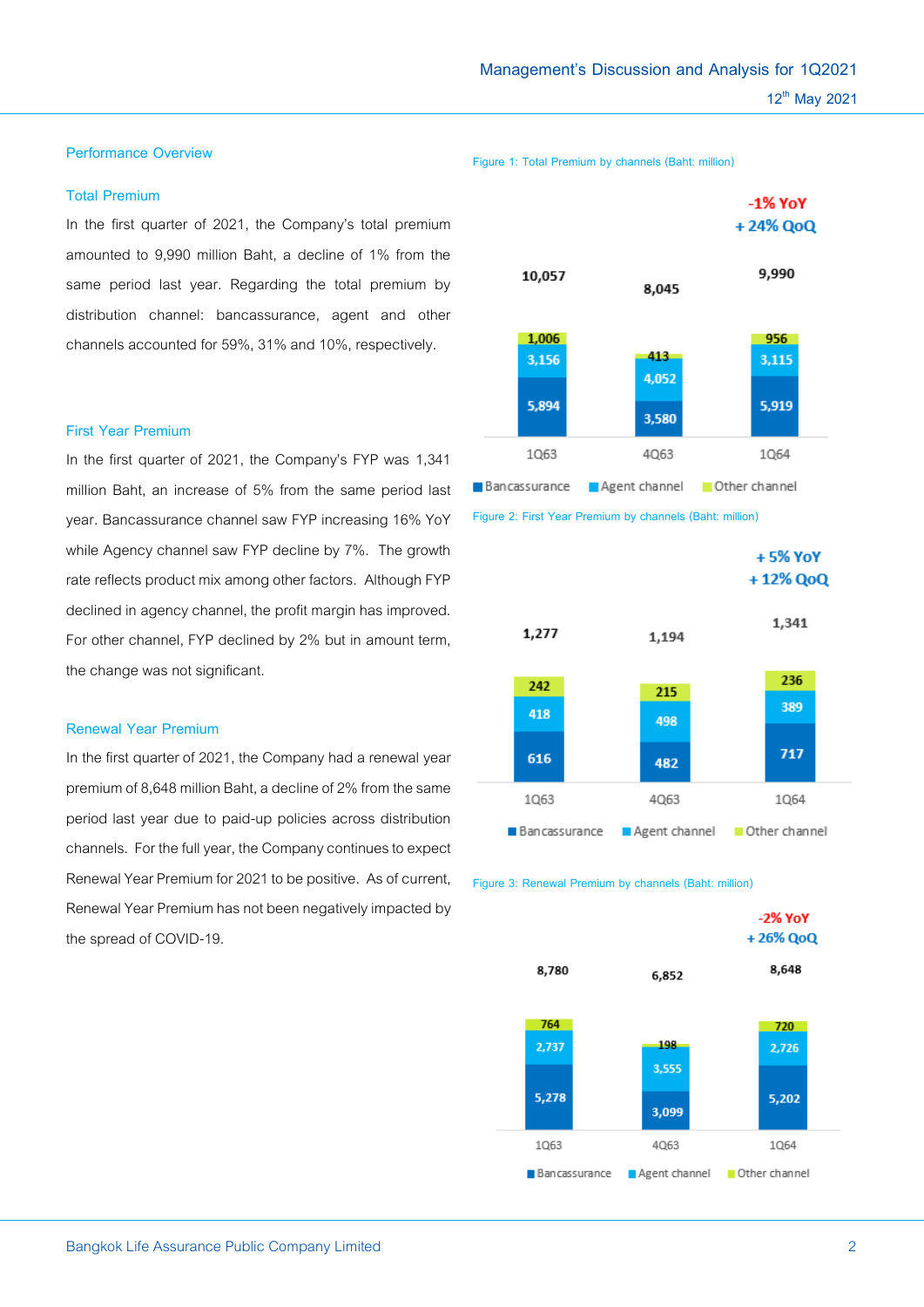## Performance Overview

### Total Premium

In the first quarter of 2021, the Company's total premium amounted to 9,990 million Baht, a decline of 1% from the same period last year. Regarding the total premium by distribution channel: bancassurance, agent and other channels accounted for 59%, 31% and 10%, respectively.

Figure 1: Total Premium by channels (Baht: million)

| | 1Q63 | 4Q63 | 1Q64 |
|---|---|---|---|
| Bancassurance | 5,894 | 3,580 | 5,919 |
| Agent channel | 3,156 | 4,052 | 3,115 |
| Other channel | 1,006 | 413 | 956 |
| Total | 10,057 | 8,045 | 9,990 |

-1% YoY
+24% QoQ

### First Year Premium

In the first quarter of 2021, the Company's FYP was 1,341 million Baht, an increase of 5% from the same period last year. Bancassurance channel saw FYP increasing 16% YoY while Agency channel saw FYP decline by 7%. The growth rate reflects product mix among other factors. Although FYP declined in agency channel, the profit margin has improved. For other channel, FYP declined by 2% but in amount term, the change was not significant.

Figure 2: First Year Premium by channels (Baht: million)

| | 1Q63 | 4Q63 | 1Q64 |
|---|---|---|---|
| Bancassurance | 616 | 482 | 717 |
| Agent channel | 418 | 498 | 389 |
| Other channel | 242 | 215 | 236 |
| Total | 1,277 | 1,194 | 1,341 |

+5% YoY
+12% QoQ

### Renewal Year Premium

In the first quarter of 2021, the Company had a renewal year premium of 8,648 million Baht, a decline of 2% from the same period last year due to paid-up policies across distribution channels. For the full year, the Company continues to expect Renewal Year Premium for 2021 to be positive. As of current, Renewal Year Premium has not been negatively impacted by the spread of COVID-19.

Figure 3: Renewal Premium by channels (Baht: million)

| | 1Q63 | 4Q63 | 1Q64 |
|---|---|---|---|
| Bancassurance | 5,278 | 3,099 | 5,202 |
| Agent channel | 2,737 | 3,555 | 2,726 |
| Other channel | 764 | 198 | 720 |
| Total | 8,780 | 6,852 | 8,648 |

-2% YoY
+26% QoQ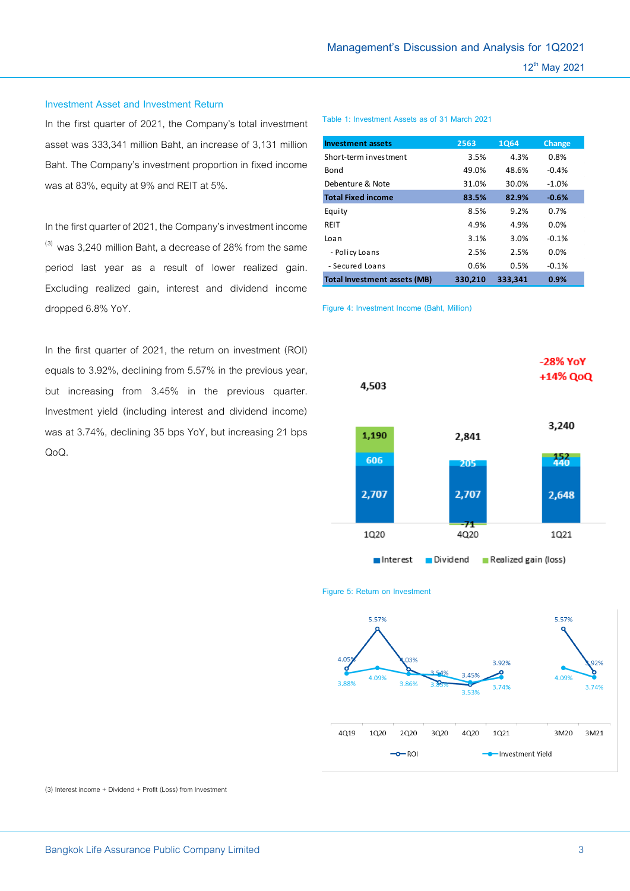## Investment Asset and Investment Return

In the first quarter of 2021, the Company's total investment asset was 333,341 million Baht, an increase of 3,131 million Baht. The Company's investment proportion in fixed income was at 83%, equity at 9% and REIT at 5%.

In the first quarter of 2021, the Company's investment income [(3)] was 3,240 million Baht, a decrease of 28% from the same period last year as a result of lower realized gain. Excluding realized gain, interest and dividend income dropped 6.8% YoY.

In the first quarter of 2021, the return on investment (ROI) equals to 3.92%, declining from 5.57% in the previous year, but increasing from 3.45% in the previous quarter. Investment yield (including interest and dividend income) was at 3.74%, declining 35 bps YoY, but increasing 21 bps QoQ.

Table 1: Investment Assets as of 31 March 2021

| Investment assets | 2563 | 1Q64 | Change |
|---|---|---|---|
| Short-term investment | 3.5% | 4.3% | 0.8% |
| Bond | 49.0% | 48.6% | -0.4% |
| Debenture & Note | 31.0% | 30.0% | -1.0% |
| **Total Fixed income** | **83.5%** | **82.9%** | **-0.6%** |
| Equity | 8.5% | 9.2% | 0.7% |
| REIT | 4.9% | 4.9% | 0.0% |
| Loan | 3.1% | 3.0% | -0.1% |
| - Policy Loans | 2.5% | 2.5% | 0.0% |
| - Secured Loans | 0.6% | 0.5% | -0.1% |
| **Total Investment assets (MB)** | **330,210** | **333,341** | **0.9%** |

Figure 4: Investment Income (Baht, Million)

| | 1Q20 | 4Q20 | 1Q21 |
|---|---|---|---|
| Interest | 2,707 | 2,707 | 2,648 |
| Dividend | 606 | 205 | 440 |
| Realized gain (loss) | 1,190 | -71 | 152 |
| Total | 4,503 | 2,841 | 3,240 |

-28% YoY
+14% QoQ

Figure 5: Return on Investment

| | 4Q19 | 1Q20 | 2Q20 | 3Q20 | 4Q20 | 1Q21 | 3M20 | 3M21 |
|---|---|---|---|---|---|---|---|---|
| ROI | 4.05% | 5.57% | 4.03% | 3.54% | 3.45% | 3.92% | 5.57% | 3.92% |
| Investment Yield | 3.88% | 4.09% | 3.86% | 3.53% | 3.53% | 3.74% | 4.09% | 3.74% |

(3) Interest income + Dividend + Profit (Loss) from Investment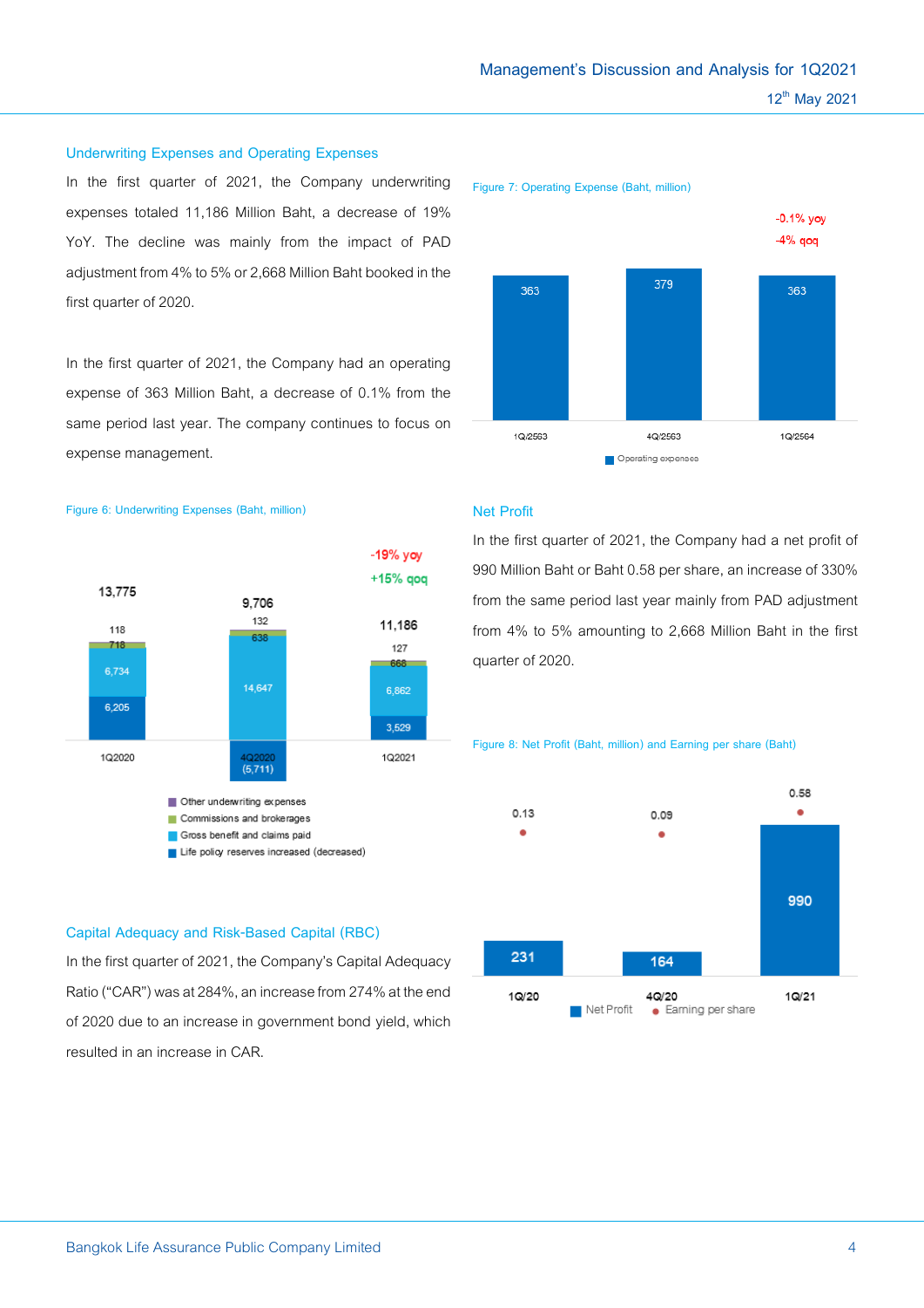## Underwriting Expenses and Operating Expenses

In the first quarter of 2021, the Company underwriting expenses totaled 11,186 Million Baht, a decrease of 19% YoY. The decline was mainly from the impact of PAD adjustment from 4% to 5% or 2,668 Million Baht booked in the first quarter of 2020.

In the first quarter of 2021, the Company had an operating expense of 363 Million Baht, a decrease of 0.1% from the same period last year. The company continues to focus on expense management.

Figure 6: Underwriting Expenses (Baht, million)

| | 1Q2020 | 4Q2020 | 1Q2021 |
|---|---|---|---|
| Other underwriting expenses | 118 | 132 | 127 |
| Commissions and brokerages | 718 | 638 | 668 |
| Gross benefit and claims paid | 6,734 | 14,647 | 6,862 |
| Life policy reserves increased (decreased) | 6,205 | (5,711) | 3,529 |
| Total | 13,775 | 9,706 | 11,186 |

-19% yoy
+15% qoq

Figure 7: Operating Expense (Baht, million)

| | 1Q/2563 | 4Q/2563 | 1Q/2564 |
|---|---|---|---|
| Operating expenses | 363 | 379 | 363 |

-0.1% yoy
-4% qoq

## Net Profit

In the first quarter of 2021, the Company had a net profit of 990 Million Baht or Baht 0.58 per share, an increase of 330% from the same period last year mainly from PAD adjustment from 4% to 5% amounting to 2,668 Million Baht in the first quarter of 2020.

Figure 8: Net Profit (Baht, million) and Earning per share (Baht)

| | 1Q/20 | 4Q/20 | 1Q/21 |
|---|---|---|---|
| Net Profit | 231 | 164 | 990 |
| Earning per share | 0.13 | 0.09 | 0.58 |

## Capital Adequacy and Risk-Based Capital (RBC)

In the first quarter of 2021, the Company's Capital Adequacy Ratio ("CAR") was at 284%, an increase from 274% at the end of 2020 due to an increase in government bond yield, which resulted in an increase in CAR.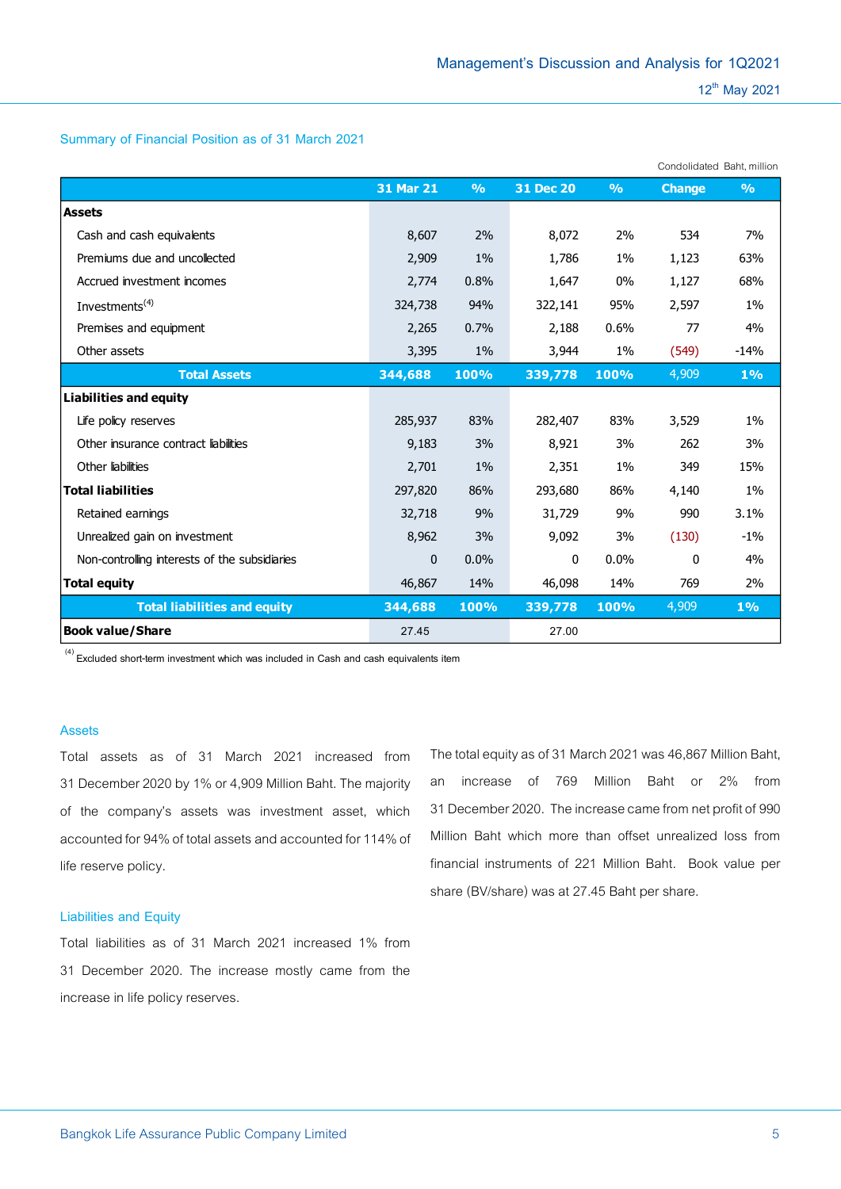## Summary of Financial Position as of 31 March 2021

Condolidated Baht, million

| | 31 Mar 21 | % | 31 Dec 20 | % | Change | % |
|---|---|---|---|---|---|---|
| **Assets** | | | | | | |
| Cash and cash equivalents | 8,607 | 2% | 8,072 | 2% | 534 | 7% |
| Premiums due and uncollected | 2,909 | 1% | 1,786 | 1% | 1,123 | 63% |
| Accrued investment incomes | 2,774 | 0.8% | 1,647 | 0% | 1,127 | 68% |
| Investments[(4)] | 324,738 | 94% | 322,141 | 95% | 2,597 | 1% |
| Premises and equipment | 2,265 | 0.7% | 2,188 | 0.6% | 77 | 4% |
| Other assets | 3,395 | 1% | 3,944 | 1% | (549) | -14% |
| **Total Assets** | **344,688** | **100%** | **339,778** | **100%** | 4,909 | **1%** |
| **Liabilities and equity** | | | | | | |
| Life policy reserves | 285,937 | 83% | 282,407 | 83% | 3,529 | 1% |
| Other insurance contract liabilities | 9,183 | 3% | 8,921 | 3% | 262 | 3% |
| Other liabilities | 2,701 | 1% | 2,351 | 1% | 349 | 15% |
| **Total liabilities** | 297,820 | 86% | 293,680 | 86% | 4,140 | 1% |
| Retained earnings | 32,718 | 9% | 31,729 | 9% | 990 | 3.1% |
| Unrealized gain on investment | 8,962 | 3% | 9,092 | 3% | (130) | -1% |
| Non-controlling interests of the subsidiaries | 0 | 0.0% | 0 | 0.0% | 0 | 4% |
| **Total equity** | 46,867 | 14% | 46,098 | 14% | 769 | 2% |
| **Total liabilities and equity** | **344,688** | **100%** | **339,778** | **100%** | 4,909 | **1%** |
| **Book value/Share** | 27.45 | | 27.00 | | | |

[(4)] Excluded short-term investment which was included in Cash and cash equivalents item

### Assets

Total assets as of 31 March 2021 increased from 31 December 2020 by 1% or 4,909 Million Baht. The majority of the company's assets was investment asset, which accounted for 94% of total assets and accounted for 114% of life reserve policy.

### Liabilities and Equity

Total liabilities as of 31 March 2021 increased 1% from 31 December 2020. The increase mostly came from the increase in life policy reserves.

The total equity as of 31 March 2021 was 46,867 Million Baht, an increase of 769 Million Baht or 2% from 31 December 2020. The increase came from net profit of 990 Million Baht which more than offset unrealized loss from financial instruments of 221 Million Baht. Book value per share (BV/share) was at 27.45 Baht per share.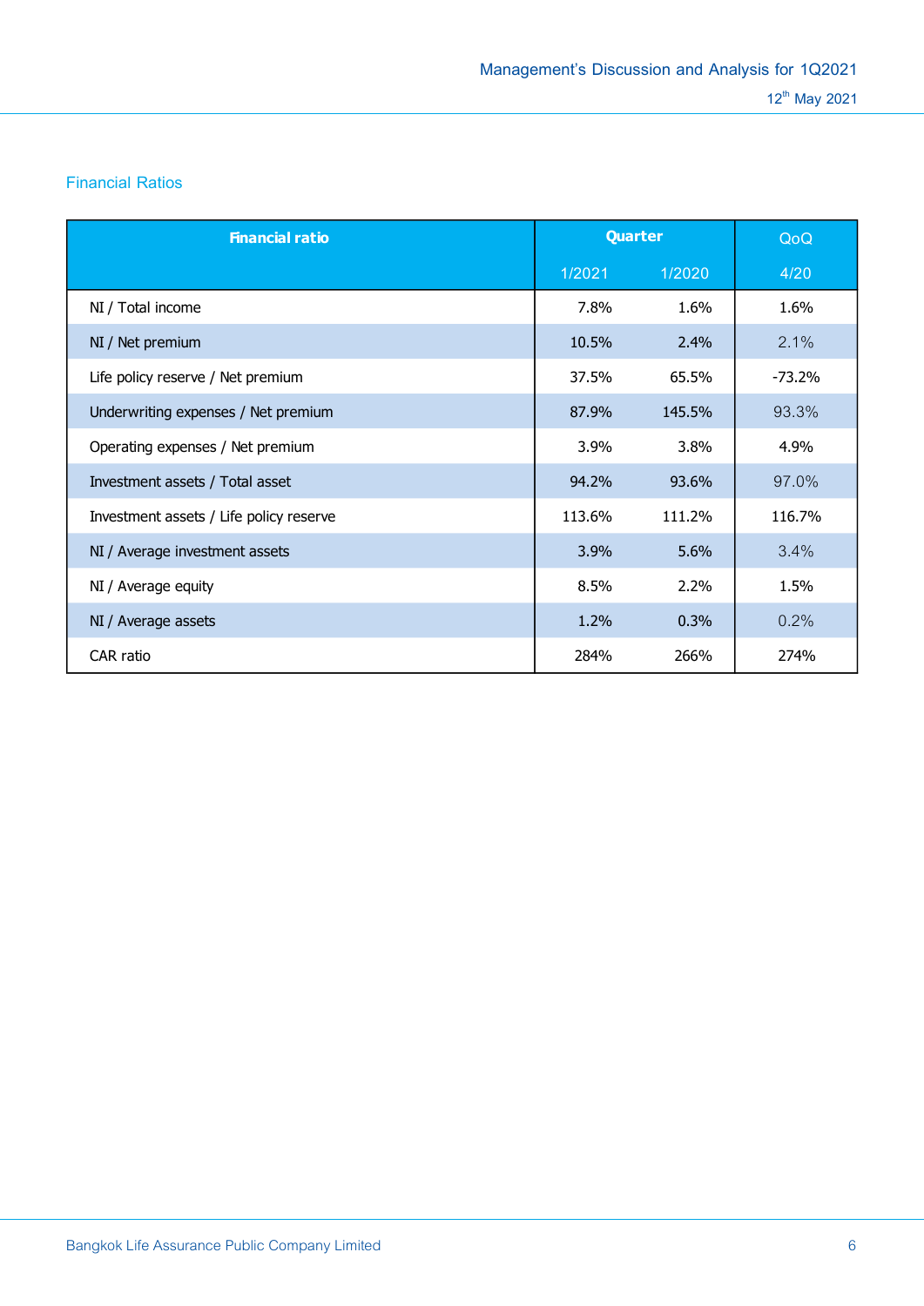## Financial Ratios

| Financial ratio | Quarter | | QoQ |
|---|---|---|---|
| | 1/2021 | 1/2020 | 4/20 |
| NI / Total income | 7.8% | 1.6% | 1.6% |
| NI / Net premium | 10.5% | 2.4% | 2.1% |
| Life policy reserve / Net premium | 37.5% | 65.5% | -73.2% |
| Underwriting expenses / Net premium | 87.9% | 145.5% | 93.3% |
| Operating expenses / Net premium | 3.9% | 3.8% | 4.9% |
| Investment assets / Total asset | 94.2% | 93.6% | 97.0% |
| Investment assets / Life policy reserve | 113.6% | 111.2% | 116.7% |
| NI / Average investment assets | 3.9% | 5.6% | 3.4% |
| NI / Average equity | 8.5% | 2.2% | 1.5% |
| NI / Average assets | 1.2% | 0.3% | 0.2% |
| CAR ratio | 284% | 266% | 274% |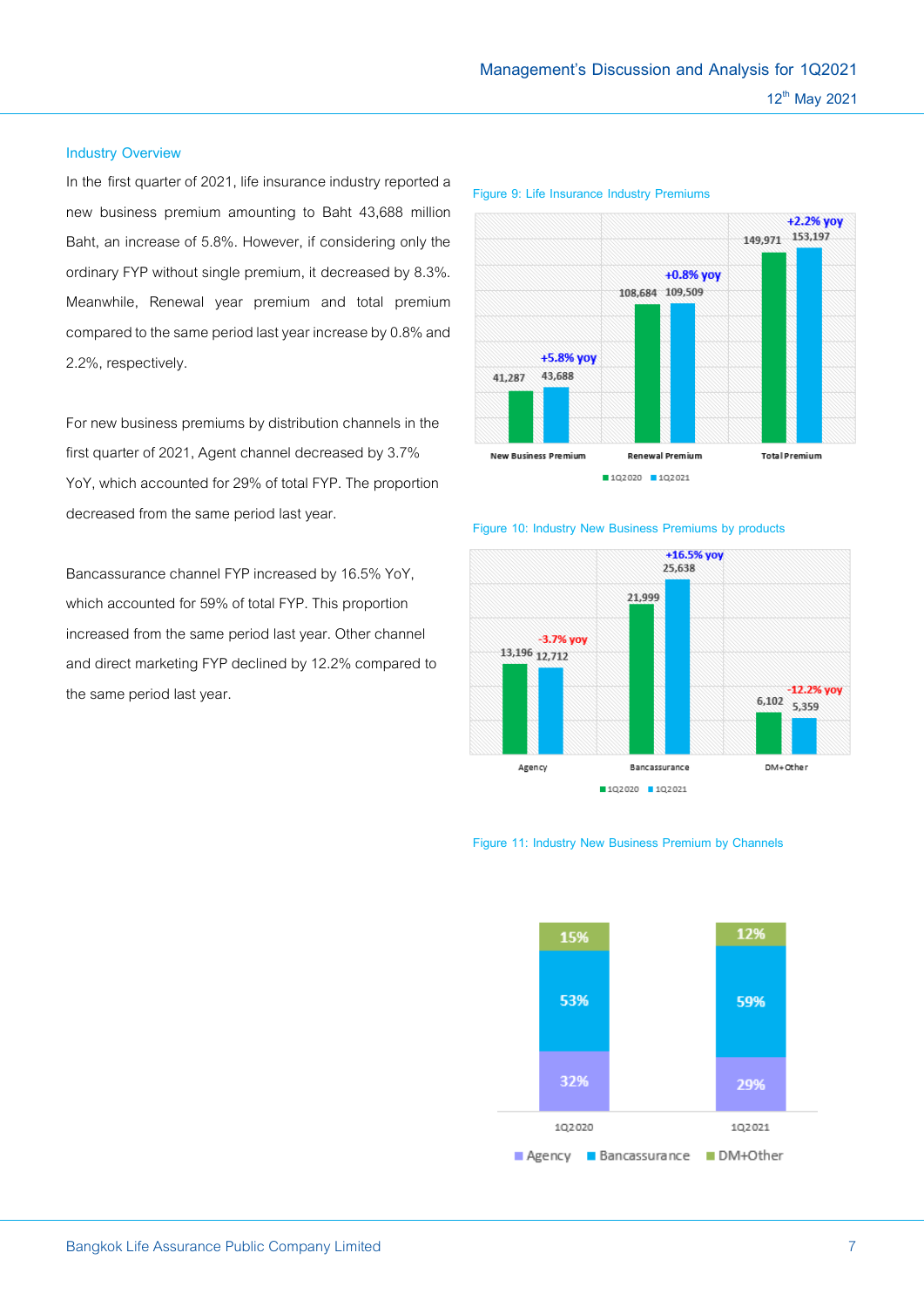## Industry Overview

In the first quarter of 2021, life insurance industry reported a new business premium amounting to Baht 43,688 million Baht, an increase of 5.8%. However, if considering only the ordinary FYP without single premium, it decreased by 8.3%. Meanwhile, Renewal year premium and total premium compared to the same period last year increase by 0.8% and 2.2%, respectively.

For new business premiums by distribution channels in the first quarter of 2021, Agent channel decreased by 3.7% YoY, which accounted for 29% of total FYP. The proportion decreased from the same period last year.

Bancassurance channel FYP increased by 16.5% YoY, which accounted for 59% of total FYP. This proportion increased from the same period last year. Other channel and direct marketing FYP declined by 12.2% compared to the same period last year.

Figure 9: Life Insurance Industry Premiums

| | 1Q2020 | 1Q2021 | yoy |
|---|---|---|---|
| New Business Premium | 41,287 | 43,688 | +5.8% |
| Renewal Premium | 108,684 | 109,509 | +0.8% |
| Total Premium | 149,971 | 153,197 | +2.2% |

Figure 10: Industry New Business Premiums by products

| | 1Q2020 | 1Q2021 | yoy |
|---|---|---|---|
| Agency | 13,196 | 12,712 | -3.7% |
| Bancassurance | 21,999 | 25,638 | +16.5% |
| DM+Other | 6,102 | 5,359 | -12.2% |

Figure 11: Industry New Business Premium by Channels

| | 1Q2020 | 1Q2021 |
|---|---|---|
| Agency | 32% | 29% |
| Bancassurance | 53% | 59% |
| DM+Other | 15% | 12% |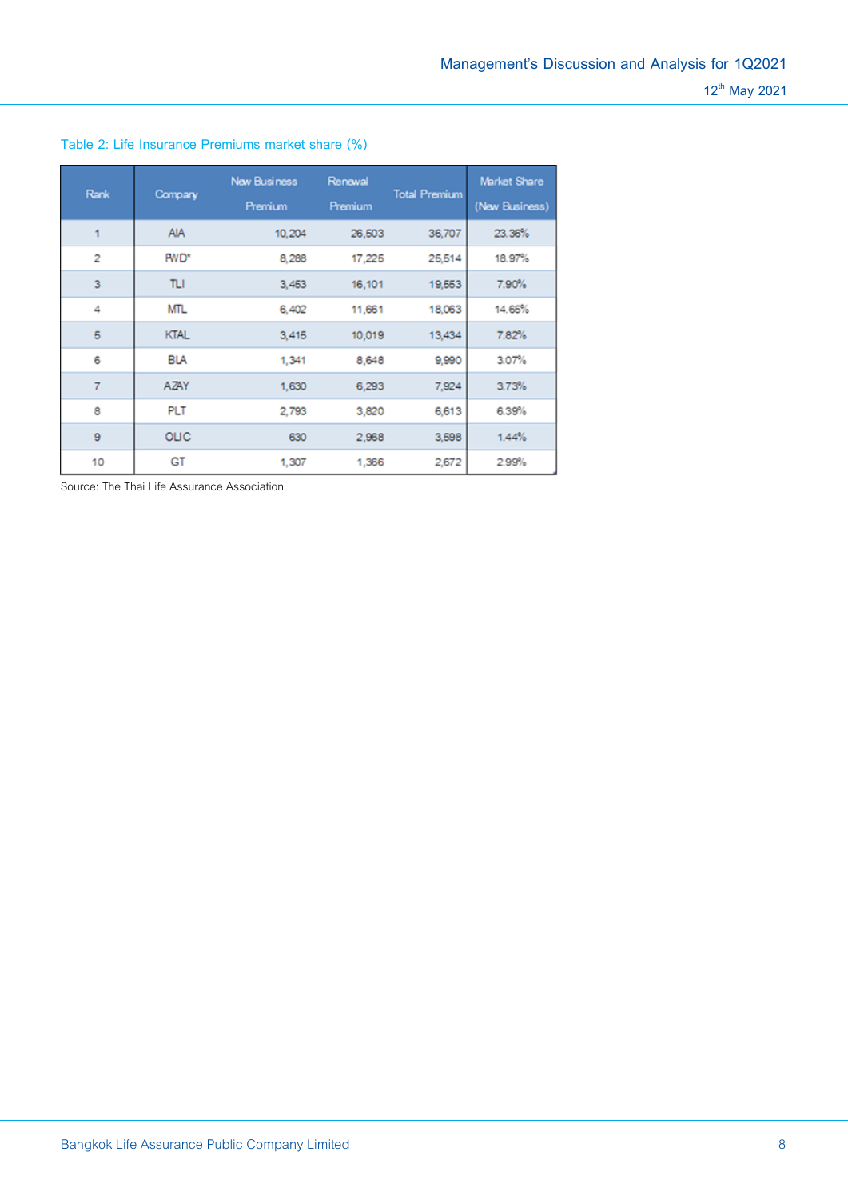Table 2: Life Insurance Premiums market share (%)

| Rank | Company | New Business Premium | Renewal Premium | Total Premium | Market Share (New Business) |
|---|---|---|---|---|---|
| 1 | AIA | 10,204 | 26,503 | 36,707 | 23.36% |
| 2 | FWD* | 8,288 | 17,225 | 25,514 | 18.97% |
| 3 | TLI | 3,453 | 16,101 | 19,553 | 7.90% |
| 4 | MTL | 6,402 | 11,661 | 18,063 | 14.65% |
| 5 | KTAL | 3,415 | 10,019 | 13,434 | 7.82% |
| 6 | BLA | 1,341 | 8,648 | 9,990 | 3.07% |
| 7 | AZAY | 1,630 | 6,293 | 7,924 | 3.73% |
| 8 | PLT | 2,793 | 3,820 | 6,613 | 6.39% |
| 9 | OLIC | 630 | 2,968 | 3,598 | 1.44% |
| 10 | GT | 1,307 | 1,366 | 2,672 | 2.99% |

Source: The Thai Life Assurance Association